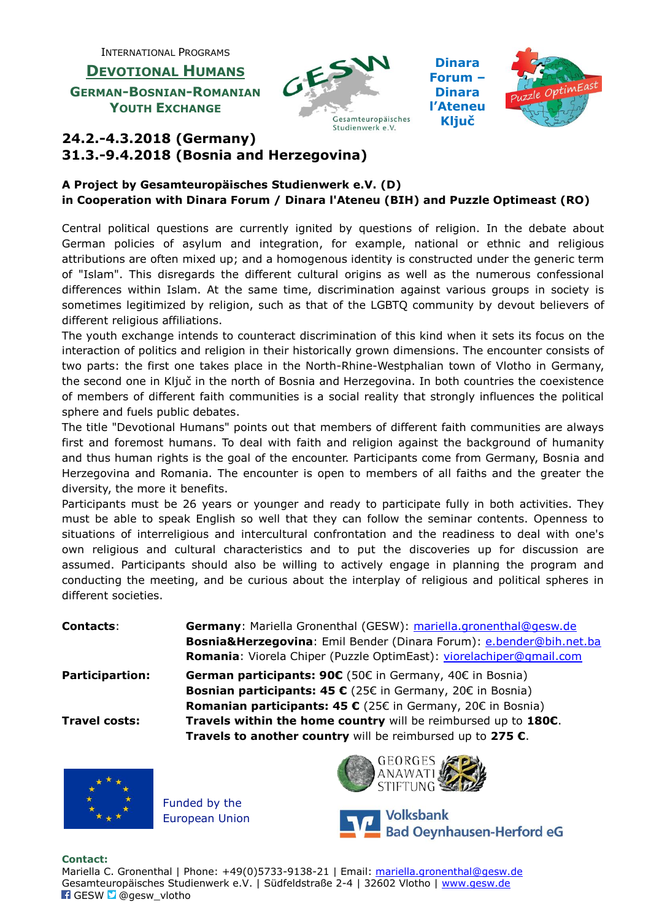INTERNATIONAL PROGRAMS

# DEVOTIONAL HUMANS

## GERMAN-BOSNIAN-ROMANIAN YOUTH EXCHANGE

GESW Gesamteuropäisches Studienwerk e.V.

Dinara Forum – Dinara l'Ateneu Ključ

Puzzle OptimEast

## 24.2.-4.3.2018 (Germany)
## 31.3.-9.4.2018 (Bosnia and Herzegovina)

**A Project by Gesamteuropäisches Studienwerk e.V. (D)**
**in Cooperation with Dinara Forum / Dinara l'Ateneu (BIH) and Puzzle Optimeast (RO)**

Central political questions are currently ignited by questions of religion. In the debate about German policies of asylum and integration, for example, national or ethnic and religious attributions are often mixed up; and a homogenous identity is constructed under the generic term of "Islam". This disregards the different cultural origins as well as the numerous confessional differences within Islam. At the same time, discrimination against various groups in society is sometimes legitimized by religion, such as that of the LGBTQ community by devout believers of different religious affiliations.

The youth exchange intends to counteract discrimination of this kind when it sets its focus on the interaction of politics and religion in their historically grown dimensions. The encounter consists of two parts: the first one takes place in the North-Rhine-Westphalian town of Vlotho in Germany, the second one in Ključ in the north of Bosnia and Herzegovina. In both countries the coexistence of members of different faith communities is a social reality that strongly influences the political sphere and fuels public debates.

The title "Devotional Humans" points out that members of different faith communities are always first and foremost humans. To deal with faith and religion against the background of humanity and thus human rights is the goal of the encounter. Participants come from Germany, Bosnia and Herzegovina and Romania. The encounter is open to members of all faiths and the greater the diversity, the more it benefits.

Participants must be 26 years or younger and ready to participate fully in both activities. They must be able to speak English so well that they can follow the seminar contents. Openness to situations of interreligious and intercultural confrontation and the readiness to deal with one's own religious and cultural characteristics and to put the discoveries up for discussion are assumed. Participants should also be willing to actively engage in planning the program and conducting the meeting, and be curious about the interplay of religious and political spheres in different societies.

| | |
|---|---|
| **Contacts**: | **Germany**: Mariella Gronenthal (GESW): mariella.gronenthal@gesw.de<br>**Bosnia&Herzegovina**: Emil Bender (Dinara Forum): e.bender@bih.net.ba<br>**Romania**: Viorela Chiper (Puzzle OptimEast): viorelachiper@gmail.com |
| **Participartion:** | **German participants: 90€** (50€ in Germany, 40€ in Bosnia)<br>**Bosnian participants: 45 €** (25€ in Germany, 20€ in Bosnia)<br>**Romanian participants: 45 €** (25€ in Germany, 20€ in Bosnia) |
| **Travel costs:** | **Travels within the home country** will be reimbursed up to **180€**.<br>**Travels to another country** will be reimbursed up to **275 €**. |

Funded by the European Union

GEORGES ANAWATI STIFTUNG

Volksbank Bad Oeynhausen-Herford eG

**Contact:**
Mariella C. Gronenthal | Phone: +49(0)5733-9138-21 | Email: mariella.gronenthal@gesw.de
Gesamteuropäisches Studienwerk e.V. | Südfeldstraße 2-4 | 32602 Vlotho | www.gesw.de
GESW @gesw_vlotho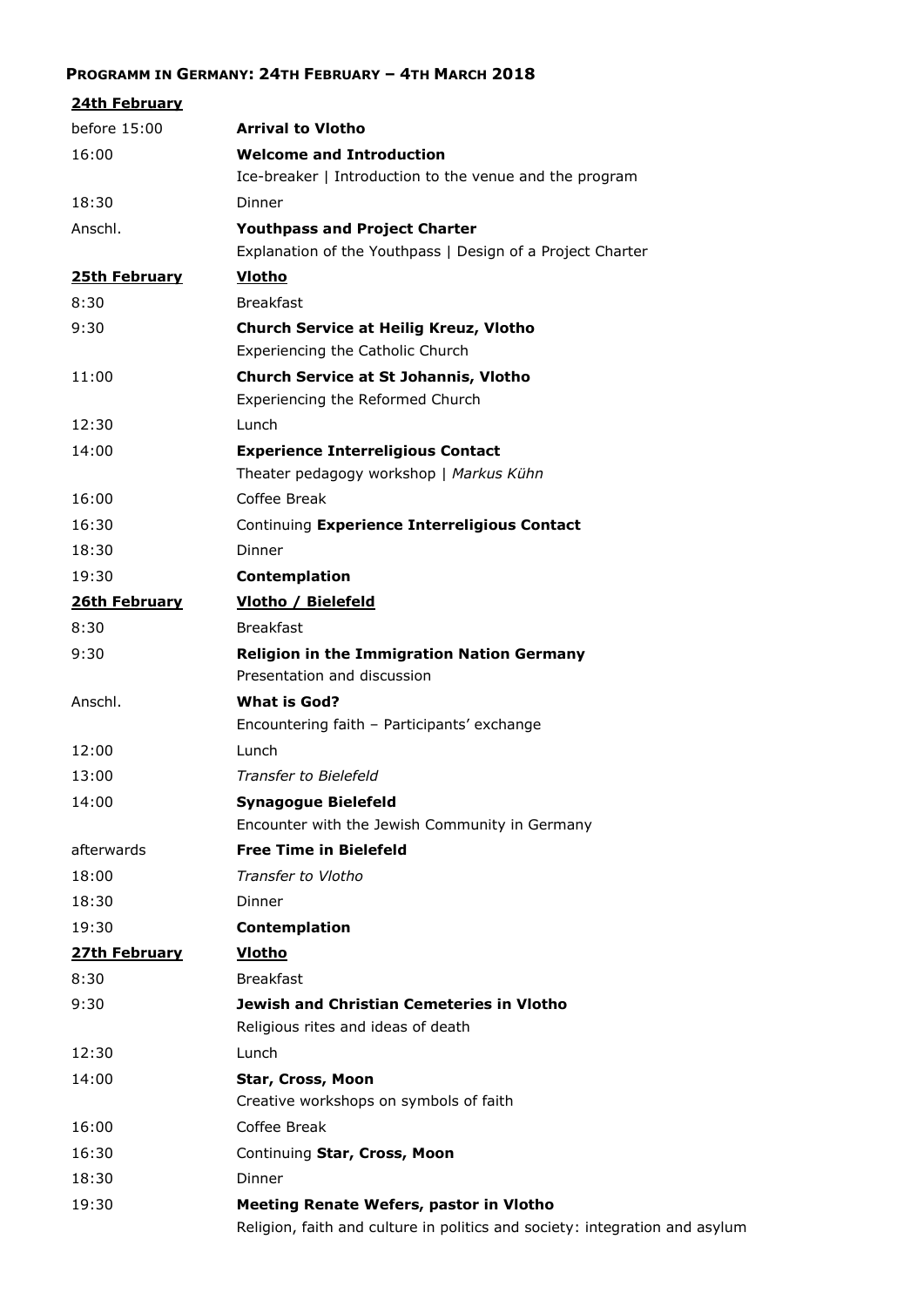**PROGRAMM IN GERMANY: 24TH FEBRUARY – 4TH MARCH 2018**

| **24th February** | |
|---|---|
| before 15:00 | **Arrival to Vlotho** |
| 16:00 | **Welcome and Introduction**<br>Ice-breaker \| Introduction to the venue and the program |
| 18:30 | Dinner |
| Anschl. | **Youthpass and Project Charter**<br>Explanation of the Youthpass \| Design of a Project Charter |
| **25th February** | **Vlotho** |
| 8:30 | Breakfast |
| 9:30 | **Church Service at Heilig Kreuz, Vlotho**<br>Experiencing the Catholic Church |
| 11:00 | **Church Service at St Johannis, Vlotho**<br>Experiencing the Reformed Church |
| 12:30 | Lunch |
| 14:00 | **Experience Interreligious Contact**<br>Theater pedagogy workshop \| *Markus Kühn* |
| 16:00 | Coffee Break |
| 16:30 | Continuing **Experience Interreligious Contact** |
| 18:30 | Dinner |
| 19:30 | **Contemplation** |
| **26th February** | **Vlotho / Bielefeld** |
| 8:30 | Breakfast |
| 9:30 | **Religion in the Immigration Nation Germany**<br>Presentation and discussion |
| Anschl. | **What is God?**<br>Encountering faith – Participants' exchange |
| 12:00 | Lunch |
| 13:00 | *Transfer to Bielefeld* |
| 14:00 | **Synagogue Bielefeld**<br>Encounter with the Jewish Community in Germany |
| afterwards | **Free Time in Bielefeld** |
| 18:00 | *Transfer to Vlotho* |
| 18:30 | Dinner |
| 19:30 | **Contemplation** |
| **27th February** | **Vlotho** |
| 8:30 | Breakfast |
| 9:30 | **Jewish and Christian Cemeteries in Vlotho**<br>Religious rites and ideas of death |
| 12:30 | Lunch |
| 14:00 | **Star, Cross, Moon**<br>Creative workshops on symbols of faith |
| 16:00 | Coffee Break |
| 16:30 | Continuing **Star, Cross, Moon** |
| 18:30 | Dinner |
| 19:30 | **Meeting Renate Wefers, pastor in Vlotho**<br>Religion, faith and culture in politics and society: integration and asylum |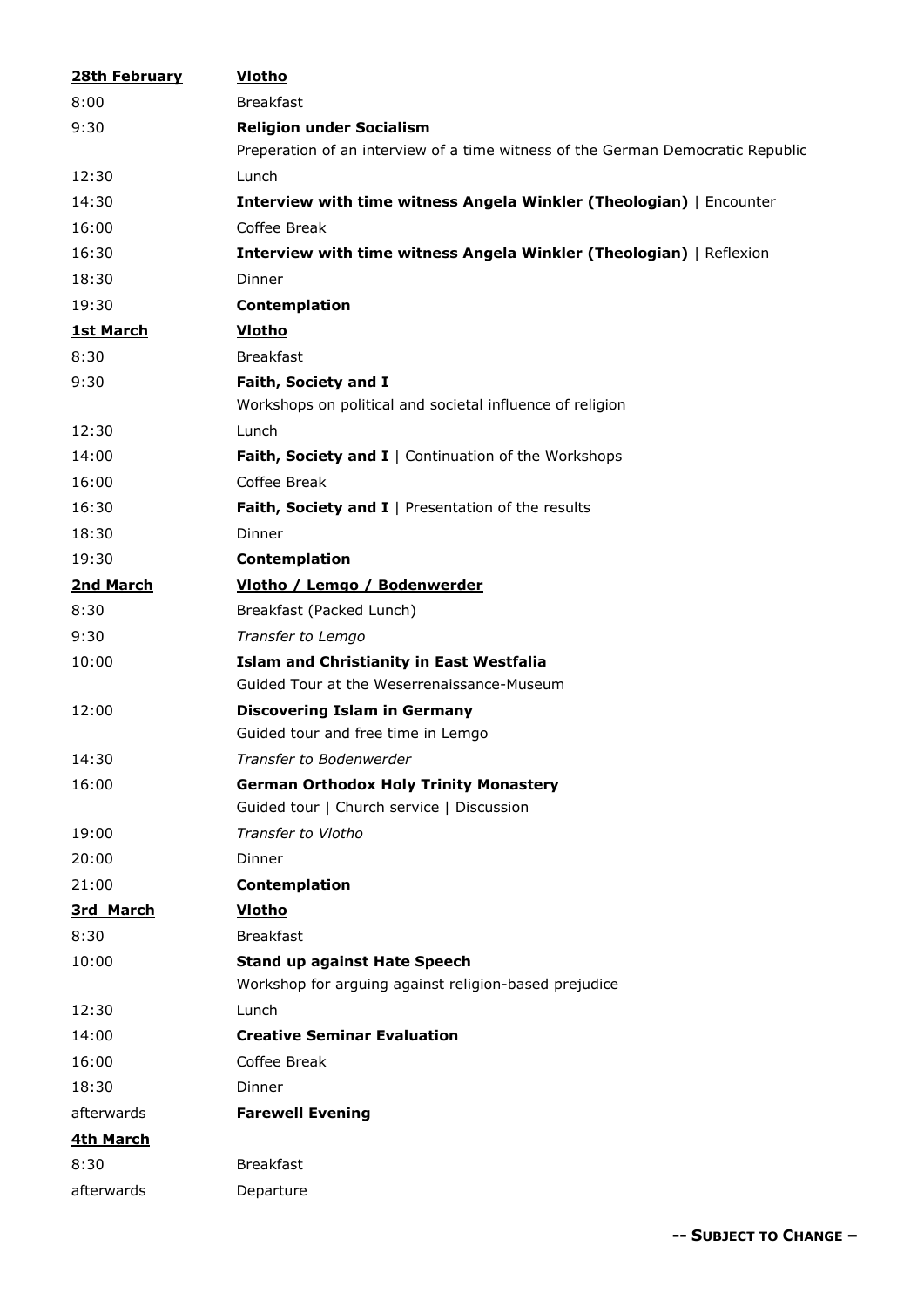| | |
|---|---|
| **28th February** | **Vlotho** |
| 8:00 | Breakfast |
| 9:30 | **Religion under Socialism**<br>Preperation of an interview of a time witness of the German Democratic Republic |
| 12:30 | Lunch |
| 14:30 | **Interview with time witness Angela Winkler (Theologian)** \| Encounter |
| 16:00 | Coffee Break |
| 16:30 | **Interview with time witness Angela Winkler (Theologian)** \| Reflexion |
| 18:30 | Dinner |
| 19:30 | **Contemplation** |
| **1st March** | **Vlotho** |
| 8:30 | Breakfast |
| 9:30 | **Faith, Society and I**<br>Workshops on political and societal influence of religion |
| 12:30 | Lunch |
| 14:00 | **Faith, Society and I** \| Continuation of the Workshops |
| 16:00 | Coffee Break |
| 16:30 | **Faith, Society and I** \| Presentation of the results |
| 18:30 | Dinner |
| 19:30 | **Contemplation** |
| **2nd March** | **Vlotho / Lemgo / Bodenwerder** |
| 8:30 | Breakfast (Packed Lunch) |
| 9:30 | *Transfer to Lemgo* |
| 10:00 | **Islam and Christianity in East Westfalia**<br>Guided Tour at the Weserrenaissance-Museum |
| 12:00 | **Discovering Islam in Germany**<br>Guided tour and free time in Lemgo |
| 14:30 | *Transfer to Bodenwerder* |
| 16:00 | **German Orthodox Holy Trinity Monastery**<br>Guided tour \| Church service \| Discussion |
| 19:00 | *Transfer to Vlotho* |
| 20:00 | Dinner |
| 21:00 | **Contemplation** |
| **3rd March** | **Vlotho** |
| 8:30 | Breakfast |
| 10:00 | **Stand up against Hate Speech**<br>Workshop for arguing against religion-based prejudice |
| 12:30 | Lunch |
| 14:00 | **Creative Seminar Evaluation** |
| 16:00 | Coffee Break |
| 18:30 | Dinner |
| afterwards | **Farewell Evening** |
| **4th March** | |
| 8:30 | Breakfast |
| afterwards | Departure |

**-- SUBJECT TO CHANGE –**